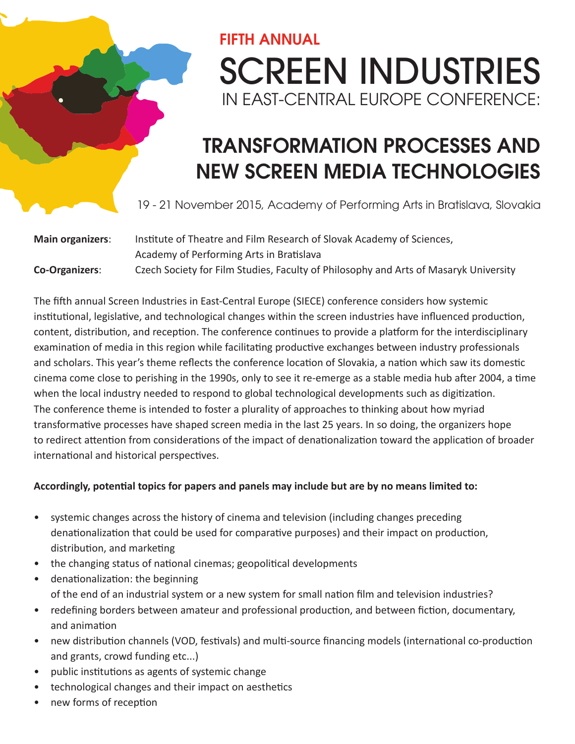# FIFTH ANNUAL

# SCREEN INDUSTRIES

## IN EAST-CENTRAL EUROPE CONFERENCE:

# TRANSFORMATION PROCESSES AND NEW SCREEN MEDIA TECHNOLOGIES

19 - 21 November 2015, Academy of Performing Arts in Bratislava, Slovakia

**Main organizers**: Institute of Theatre and Film Research of Slovak Academy of Sciences, Academy of Performing Arts in Bratislava

**Co-Organizers**: Czech Society for Film Studies, Faculty of Philosophy and Arts of Masaryk University

The fifth annual Screen Industries in East-Central Europe (SIECE) conference considers how systemic institutional, legislative, and technological changes within the screen industries have influenced production, content, distribution, and reception. The conference continues to provide a platform for the interdisciplinary examination of media in this region while facilitating productive exchanges between industry professionals and scholars. This year's theme reflects the conference location of Slovakia, a nation which saw its domestic cinema come close to perishing in the 1990s, only to see it re-emerge as a stable media hub after 2004, a time when the local industry needed to respond to global technological developments such as digitization. The conference theme is intended to foster a plurality of approaches to thinking about how myriad transformative processes have shaped screen media in the last 25 years. In so doing, the organizers hope to redirect attention from considerations of the impact of denationalization toward the application of broader international and historical perspectives.

**Accordingly, potential topics for papers and panels may include but are by no means limited to:**

- systemic changes across the history of cinema and television (including changes preceding denationalization that could be used for comparative purposes) and their impact on production, distribution, and marketing
- the changing status of national cinemas; geopolitical developments
- denationalization: the beginning of the end of an industrial system or a new system for small nation film and television industries?
- redefining borders between amateur and professional production, and between fiction, documentary, and animation
- new distribution channels (VOD, festivals) and multi-source financing models (international co-production and grants, crowd funding etc...)
- public institutions as agents of systemic change
- technological changes and their impact on aesthetics
- new forms of reception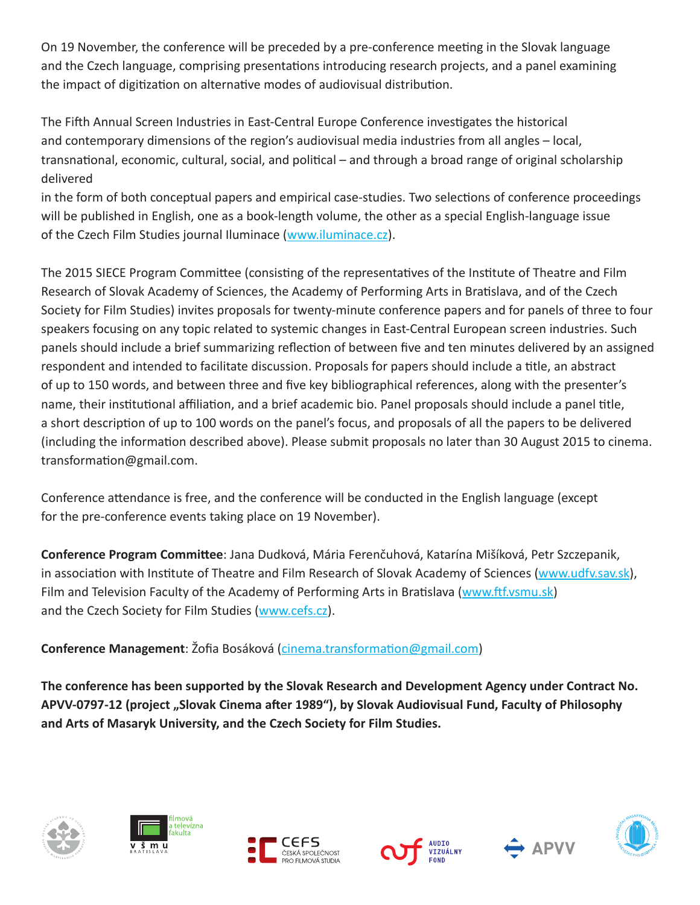On 19 November, the conference will be preceded by a pre-conference meeting in the Slovak language and the Czech language, comprising presentations introducing research projects, and a panel examining the impact of digitization on alternative modes of audiovisual distribution.

The Fifth Annual Screen Industries in East-Central Europe Conference investigates the historical and contemporary dimensions of the region's audiovisual media industries from all angles – local, transnational, economic, cultural, social, and political – and through a broad range of original scholarship delivered
in the form of both conceptual papers and empirical case-studies. Two selections of conference proceedings will be published in English, one as a book-length volume, the other as a special English-language issue of the Czech Film Studies journal Iluminace (www.iluminace.cz).

The 2015 SIECE Program Committee (consisting of the representatives of the Institute of Theatre and Film Research of Slovak Academy of Sciences, the Academy of Performing Arts in Bratislava, and of the Czech Society for Film Studies) invites proposals for twenty-minute conference papers and for panels of three to four speakers focusing on any topic related to systemic changes in East-Central European screen industries. Such panels should include a brief summarizing reflection of between five and ten minutes delivered by an assigned respondent and intended to facilitate discussion. Proposals for papers should include a title, an abstract of up to 150 words, and between three and five key bibliographical references, along with the presenter's name, their institutional affiliation, and a brief academic bio. Panel proposals should include a panel title, a short description of up to 100 words on the panel's focus, and proposals of all the papers to be delivered (including the information described above). Please submit proposals no later than 30 August 2015 to cinema.transformation@gmail.com.

Conference attendance is free, and the conference will be conducted in the English language (except for the pre-conference events taking place on 19 November).

**Conference Program Committee**: Jana Dudková, Mária Ferenčuhová, Katarína Mišíková, Petr Szczepanik, in association with Institute of Theatre and Film Research of Slovak Academy of Sciences (www.udfv.sav.sk), Film and Television Faculty of the Academy of Performing Arts in Bratislava (www.ftf.vsmu.sk) and the Czech Society for Film Studies (www.cefs.cz).

**Conference Management**: Žofia Bosáková (cinema.transformation@gmail.com)

**The conference has been supported by the Slovak Research and Development Agency under Contract No. APVV-0797-12 (project „Slovak Cinema after 1989"), by Slovak Audiovisual Fund, Faculty of Philosophy and Arts of Masaryk University, and the Czech Society for Film Studies.**